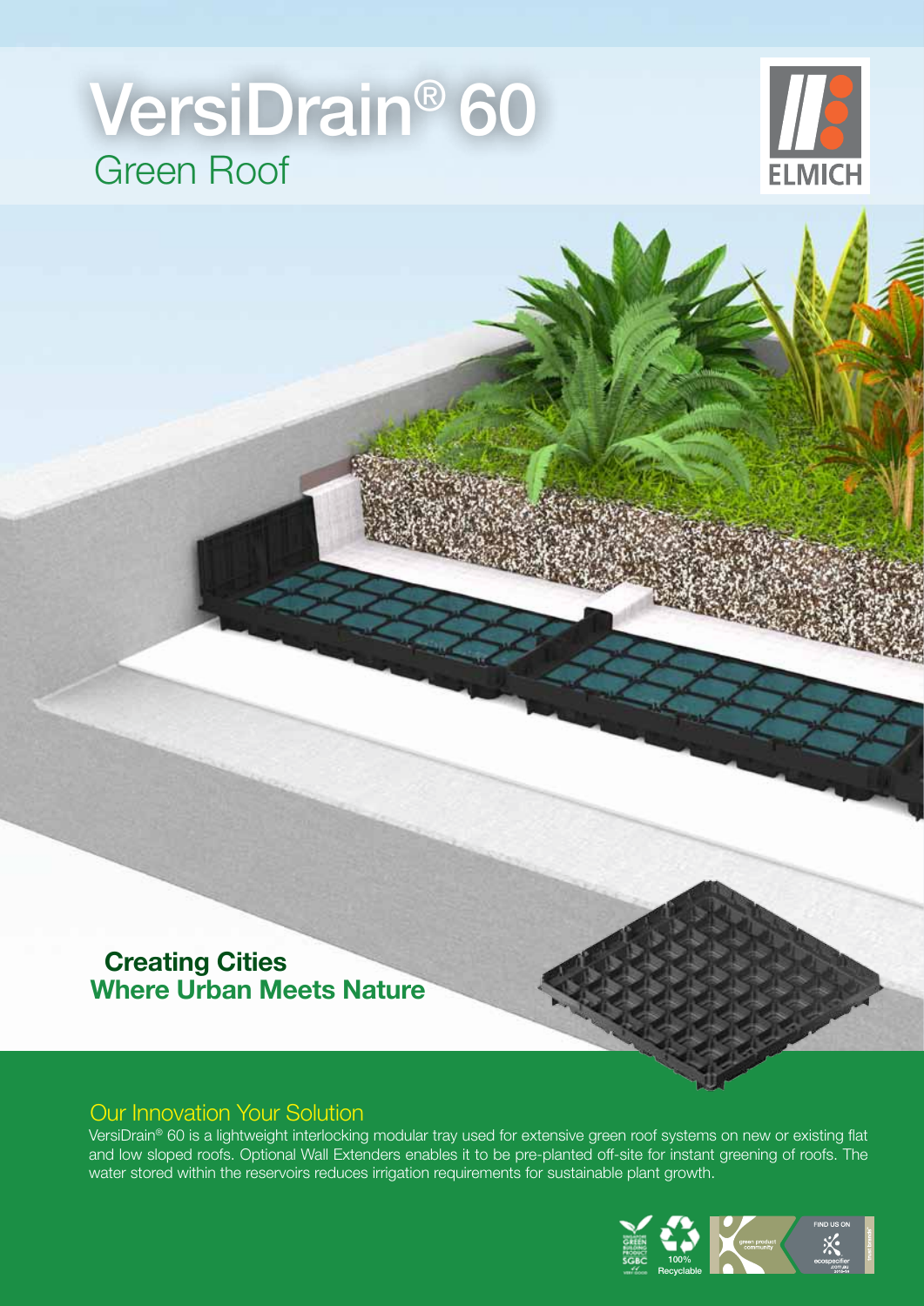# VersiDrain® 60

## Green Roof

ELMICH

**Creating Cities**
**Where Urban Meets Nature**

## Our Innovation Your Solution

VersiDrain® 60 is a lightweight interlocking modular tray used for extensive green roof systems on new or existing flat and low sloped roofs. Optional Wall Extenders enables it to be pre-planted off-site for instant greening of roofs. The water stored within the reservoirs reduces irrigation requirements for sustainable plant growth.

100% Recyclable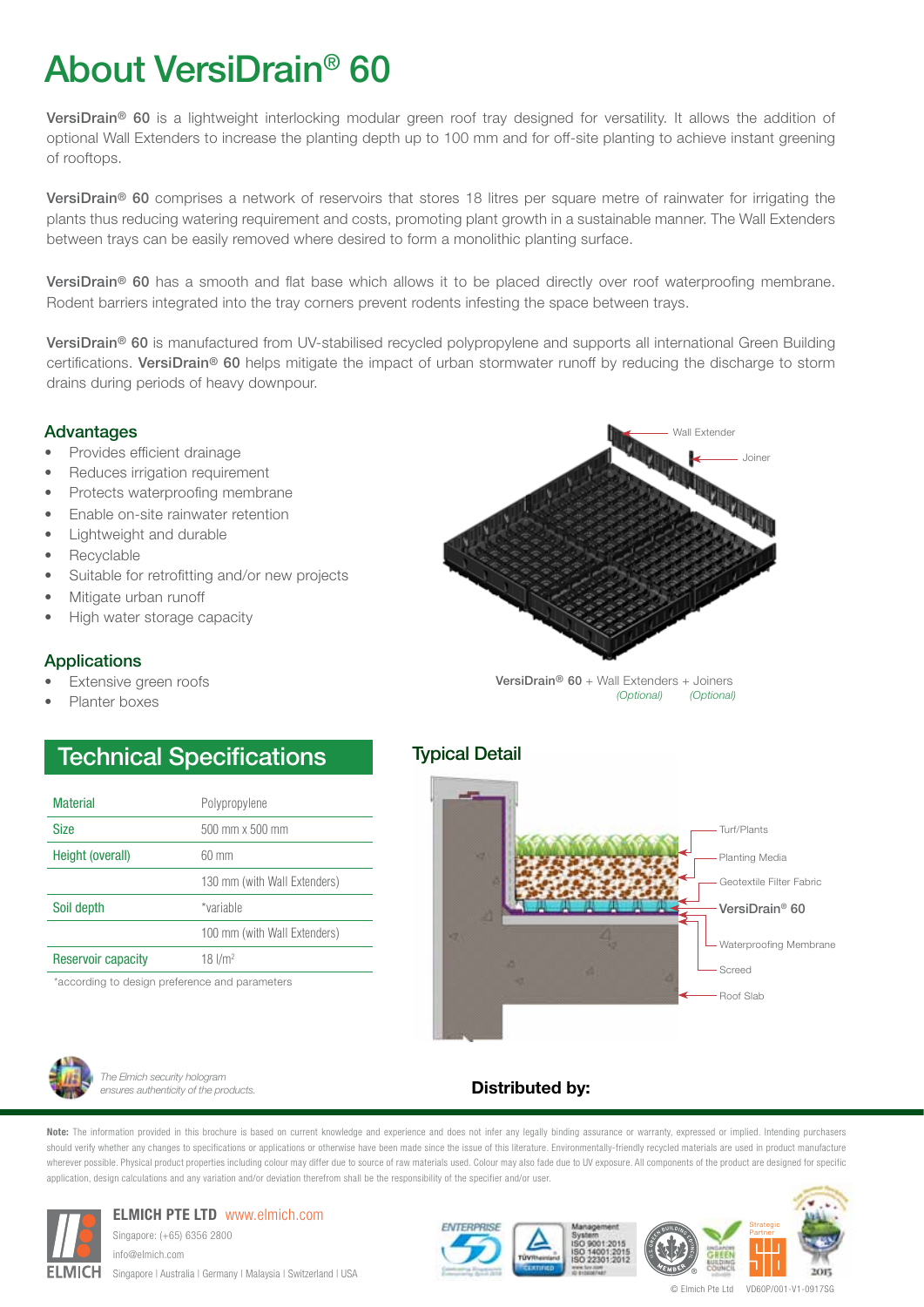# About VersiDrain® 60

**VersiDrain® 60** is a lightweight interlocking modular green roof tray designed for versatility. It allows the addition of optional Wall Extenders to increase the planting depth up to 100 mm and for off-site planting to achieve instant greening of rooftops.

**VersiDrain® 60** comprises a network of reservoirs that stores 18 litres per square metre of rainwater for irrigating the plants thus reducing watering requirement and costs, promoting plant growth in a sustainable manner. The Wall Extenders between trays can be easily removed where desired to form a monolithic planting surface.

**VersiDrain® 60** has a smooth and flat base which allows it to be placed directly over roof waterproofing membrane. Rodent barriers integrated into the tray corners prevent rodents infesting the space between trays.

**VersiDrain® 60** is manufactured from UV-stabilised recycled polypropylene and supports all international Green Building certifications. **VersiDrain® 60** helps mitigate the impact of urban stormwater runoff by reducing the discharge to storm drains during periods of heavy downpour.

## Advantages

- Provides efficient drainage
- Reduces irrigation requirement
- Protects waterproofing membrane
- Enable on-site rainwater retention
- Lightweight and durable
- Recyclable
- Suitable for retrofitting and/or new projects
- Mitigate urban runoff
- High water storage capacity

Wall Extender

Joiner

**VersiDrain® 60** + Wall Extenders + Joiners
*(Optional)* *(Optional)*

## Applications

- Extensive green roofs
- Planter boxes

## Technical Specifications

| | |
|---|---|
| Material | Polypropylene |
| Size | 500 mm x 500 mm |
| Height (overall) | 60 mm |
| | 130 mm (with Wall Extenders) |
| Soil depth | *variable |
| | 100 mm (with Wall Extenders) |
| Reservoir capacity | 18 l/m² |

*according to design preference and parameters

## Typical Detail

Turf/Plants

Planting Media

Geotextile Filter Fabric

**VersiDrain® 60**

Waterproofing Membrane

Screed

Roof Slab

*The Elmich security hologram ensures authenticity of the products.*

**Distributed by:**

**Note:** The information provided in this brochure is based on current knowledge and experience and does not infer any legally binding assurance or warranty, expressed or implied. Intending purchasers should verify whether any changes to specifications or applications or otherwise have been made since the issue of this literature. Environmentally-friendly recycled materials are used in product manufacture wherever possible. Physical product properties including colour may differ due to source of raw materials used. Colour may also fade due to UV exposure. All components of the product are designed for specific application, design calculations and any variation and/or deviation therefrom shall be the responsibility of the specifier and/or user.

**ELMICH PTE LTD** www.elmich.com
Singapore: (+65) 6356 2800
info@elmich.com
Singapore | Australia | Germany | Malaysia | Switzerland | USA

Management System ISO 9001:2015 ISO 14001:2015 ISO 22301:2012

© Elmich Pte Ltd VD60P/001-V1-0917SG